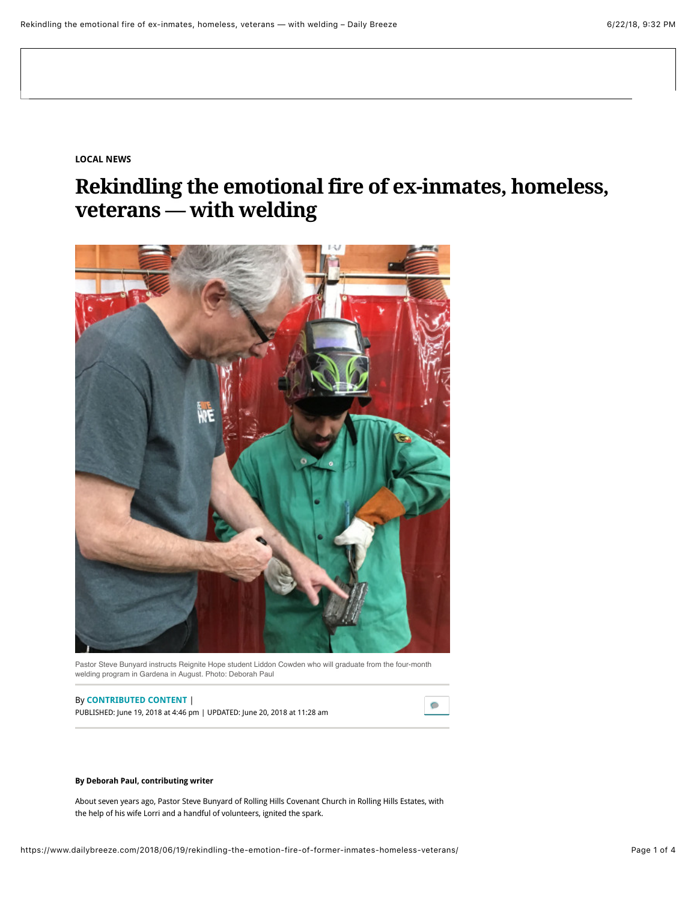LOCAL NEWS

# Rekindling the emotional fire of ex-inmates, homeless, veterans — with welding

Pastor Steve Bunyard instructs Reignite Hope student Liddon Cowden who will graduate from the four-month welding program in Gardena in August. Photo: Deborah Paul

By CONTRIBUTED CONTENT |
PUBLISHED: June 19, 2018 at 4:46 pm | UPDATED: June 20, 2018 at 11:28 am

**By Deborah Paul, contributing writer**

About seven years ago, Pastor Steve Bunyard of Rolling Hills Covenant Church in Rolling Hills Estates, with the help of his wife Lorri and a handful of volunteers, ignited the spark.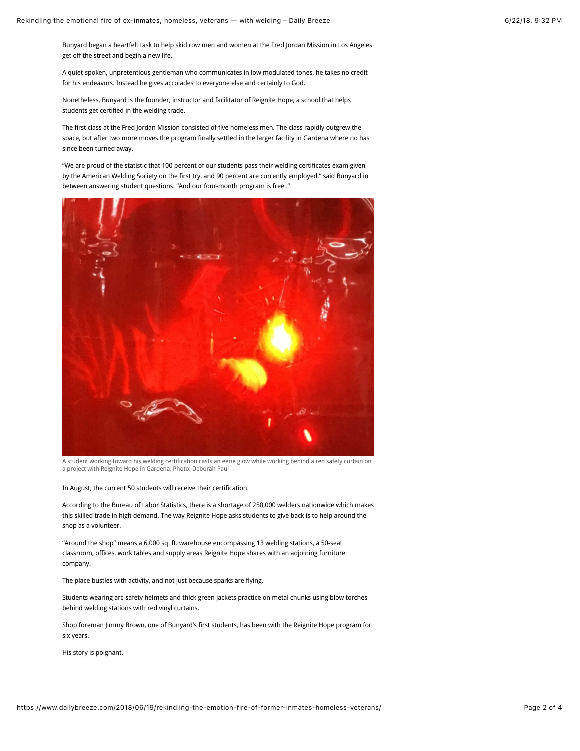Bunyard began a heartfelt task to help skid row men and women at the Fred Jordan Mission in Los Angeles get off the street and begin a new life.

A quiet-spoken, unpretentious gentleman who communicates in low modulated tones, he takes no credit for his endeavors. Instead he gives accolades to everyone else and certainly to God.

Nonetheless, Bunyard is the founder, instructor and facilitator of Reignite Hope, a school that helps students get certified in the welding trade.

The first class at the Fred Jordan Mission consisted of five homeless men. The class rapidly outgrew the space, but after two more moves the program finally settled in the larger facility in Gardena where no has since been turned away.

"We are proud of the statistic that 100 percent of our students pass their welding certificates exam given by the American Welding Society on the first try, and 90 percent are currently employed," said Bunyard in between answering student questions. "And our four-month program is free ."

A student working toward his welding certification casts an eerie glow while working behind a red safety curtain on a project with Reignite Hope in Gardena. Photo: Deborah Paul

In August, the current 50 students will receive their certification.

According to the Bureau of Labor Statistics, there is a shortage of 250,000 welders nationwide which makes this skilled trade in high demand. The way Reignite Hope asks students to give back is to help around the shop as a volunteer.

"Around the shop" means a 6,000 sq. ft. warehouse encompassing 13 welding stations, a 50-seat classroom, offices, work tables and supply areas Reignite Hope shares with an adjoining furniture company.

The place bustles with activity, and not just because sparks are flying.

Students wearing arc-safety helmets and thick green jackets practice on metal chunks using blow torches behind welding stations with red vinyl curtains.

Shop foreman Jimmy Brown, one of Bunyard's first students, has been with the Reignite Hope program for six years.

His story is poignant.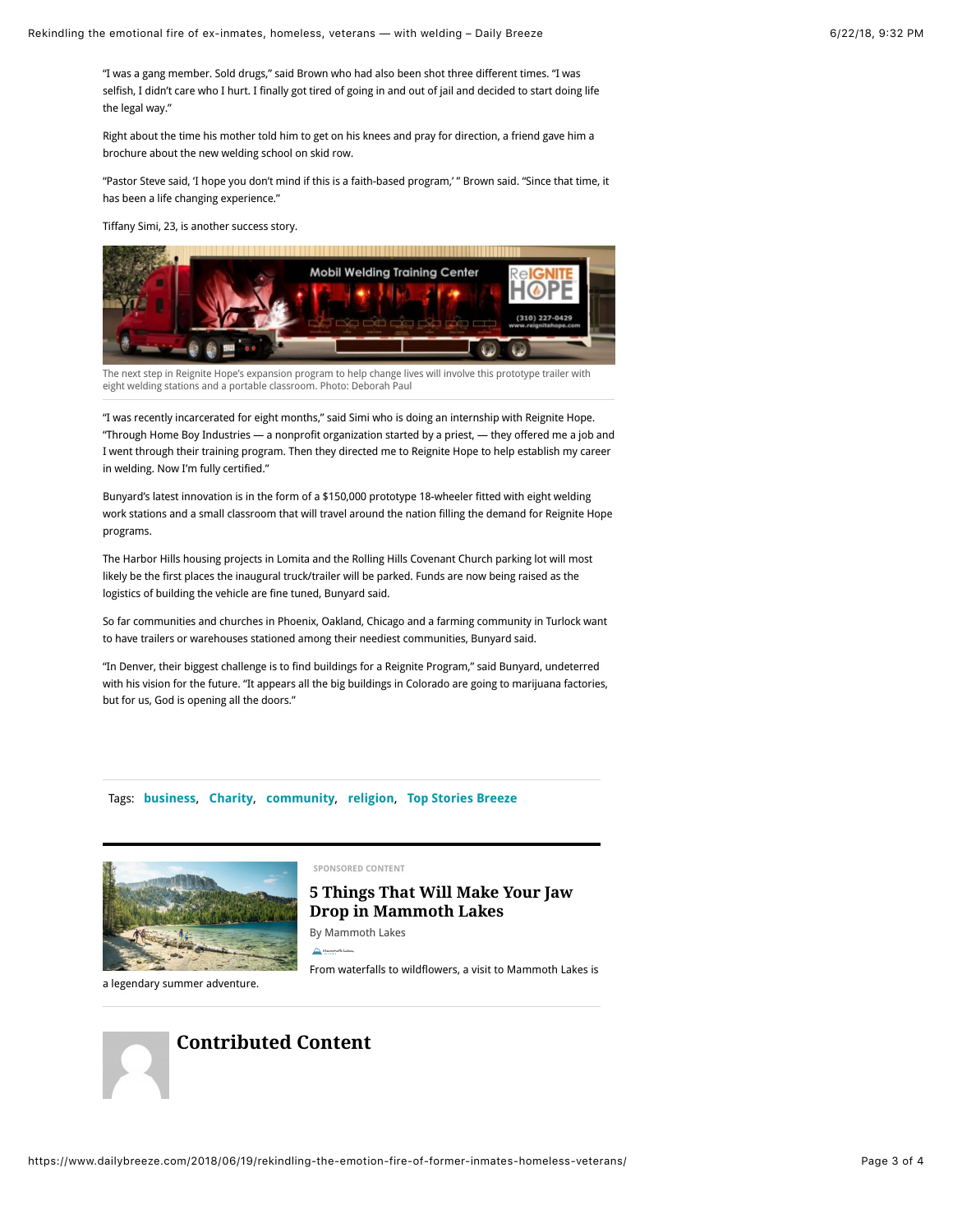"I was a gang member. Sold drugs," said Brown who had also been shot three different times. "I was selfish, I didn't care who I hurt. I finally got tired of going in and out of jail and decided to start doing life the legal way."

Right about the time his mother told him to get on his knees and pray for direction, a friend gave him a brochure about the new welding school on skid row.

"Pastor Steve said, 'I hope you don't mind if this is a faith-based program,' " Brown said. "Since that time, it has been a life changing experience."

Tiffany Simi, 23, is another success story.

The next step in Reignite Hope's expansion program to help change lives will involve this prototype trailer with eight welding stations and a portable classroom. Photo: Deborah Paul

"I was recently incarcerated for eight months," said Simi who is doing an internship with Reignite Hope. "Through Home Boy Industries — a nonprofit organization started by a priest, — they offered me a job and I went through their training program. Then they directed me to Reignite Hope to help establish my career in welding. Now I'm fully certified."

Bunyard's latest innovation is in the form of a $150,000 prototype 18-wheeler fitted with eight welding work stations and a small classroom that will travel around the nation filling the demand for Reignite Hope programs.

The Harbor Hills housing projects in Lomita and the Rolling Hills Covenant Church parking lot will most likely be the first places the inaugural truck/trailer will be parked. Funds are now being raised as the logistics of building the vehicle are fine tuned, Bunyard said.

So far communities and churches in Phoenix, Oakland, Chicago and a farming community in Turlock want to have trailers or warehouses stationed among their neediest communities, Bunyard said.

"In Denver, their biggest challenge is to find buildings for a Reignite Program," said Bunyard, undeterred with his vision for the future. "It appears all the big buildings in Colorado are going to marijuana factories, but for us, God is opening all the doors."

Tags: **business**, **Charity**, **community**, **religion**, **Top Stories Breeze**

SPONSORED CONTENT

### 5 Things That Will Make Your Jaw Drop in Mammoth Lakes

By Mammoth Lakes

From waterfalls to wildflowers, a visit to Mammoth Lakes is a legendary summer adventure.

## Contributed Content